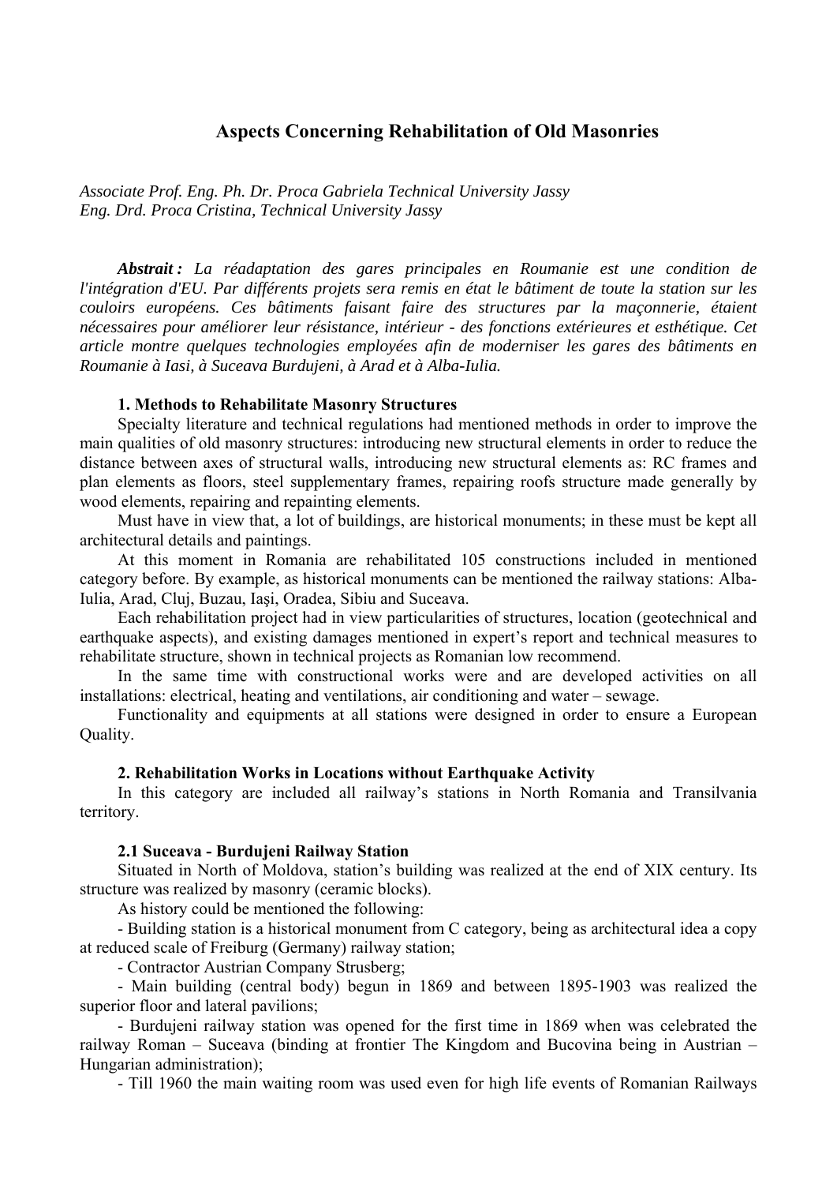# Aspects Concerning Rehabilitation of Old Masonries

*Associate Prof. Eng. Ph. Dr. Proca Gabriela Technical University Jassy*
*Eng. Drd. Proca Cristina, Technical University Jassy*

***Abstrait :*** *La réadaptation des gares principales en Roumanie est une condition de l'intégration d'EU. Par différents projets sera remis en état le bâtiment de toute la station sur les couloirs européens. Ces bâtiments faisant faire des structures par la maçonnerie, étaient nécessaires pour améliorer leur résistance, intérieur - des fonctions extérieures et esthétique. Cet article montre quelques technologies employées afin de moderniser les gares des bâtiments en Roumanie à Iasi, à Suceava Burdujeni, à Arad et à Alba-Iulia.*

## 1. Methods to Rehabilitate Masonry Structures

Specialty literature and technical regulations had mentioned methods in order to improve the main qualities of old masonry structures: introducing new structural elements in order to reduce the distance between axes of structural walls, introducing new structural elements as: RC frames and plan elements as floors, steel supplementary frames, repairing roofs structure made generally by wood elements, repairing and repainting elements.

Must have in view that, a lot of buildings, are historical monuments; in these must be kept all architectural details and paintings.

At this moment in Romania are rehabilitated 105 constructions included in mentioned category before. By example, as historical monuments can be mentioned the railway stations: Alba-Iulia, Arad, Cluj, Buzau, Iaşi, Oradea, Sibiu and Suceava.

Each rehabilitation project had in view particularities of structures, location (geotechnical and earthquake aspects), and existing damages mentioned in expert's report and technical measures to rehabilitate structure, shown in technical projects as Romanian low recommend.

In the same time with constructional works were and are developed activities on all installations: electrical, heating and ventilations, air conditioning and water – sewage.

Functionality and equipments at all stations were designed in order to ensure a European Quality.

## 2. Rehabilitation Works in Locations without Earthquake Activity

In this category are included all railway's stations in North Romania and Transilvania territory.

### 2.1 Suceava - Burdujeni Railway Station

Situated in North of Moldova, station's building was realized at the end of XIX century. Its structure was realized by masonry (ceramic blocks).

As history could be mentioned the following:

- Building station is a historical monument from C category, being as architectural idea a copy at reduced scale of Freiburg (Germany) railway station;
- Contractor Austrian Company Strusberg;
- Main building (central body) begun in 1869 and between 1895-1903 was realized the superior floor and lateral pavilions;
- Burdujeni railway station was opened for the first time in 1869 when was celebrated the railway Roman – Suceava (binding at frontier The Kingdom and Bucovina being in Austrian – Hungarian administration);
- Till 1960 the main waiting room was used even for high life events of Romanian Railways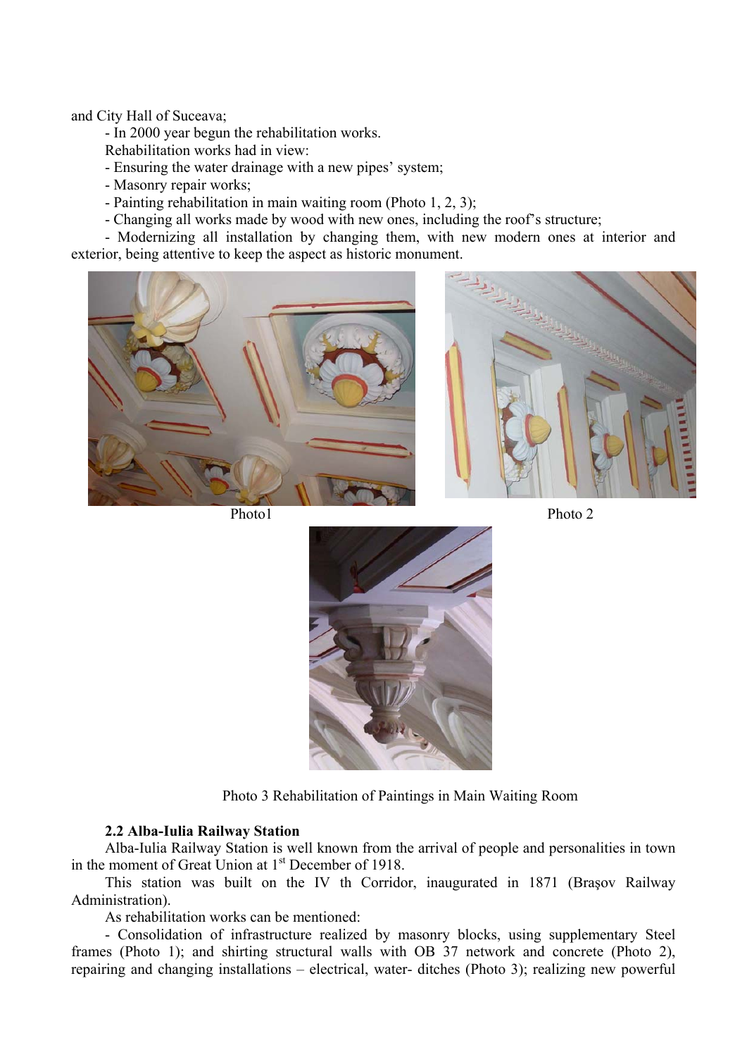and City Hall of Suceava;

- In 2000 year begun the rehabilitation works.

Rehabilitation works had in view:

- Ensuring the water drainage with a new pipes' system;
- Masonry repair works;
- Painting rehabilitation in main waiting room (Photo 1, 2, 3);
- Changing all works made by wood with new ones, including the roof's structure;
- Modernizing all installation by changing them, with new modern ones at interior and exterior, being attentive to keep the aspect as historic monument.

Photo1

Photo 2

Photo 3 Rehabilitation of Paintings in Main Waiting Room

**2.2 Alba-Iulia Railway Station**

Alba-Iulia Railway Station is well known from the arrival of people and personalities in town in the moment of Great Union at 1st December of 1918.

This station was built on the IV th Corridor, inaugurated in 1871 (Braşov Railway Administration).

As rehabilitation works can be mentioned:

- Consolidation of infrastructure realized by masonry blocks, using supplementary Steel frames (Photo 1); and shirting structural walls with OB 37 network and concrete (Photo 2), repairing and changing installations – electrical, water- ditches (Photo 3); realizing new powerful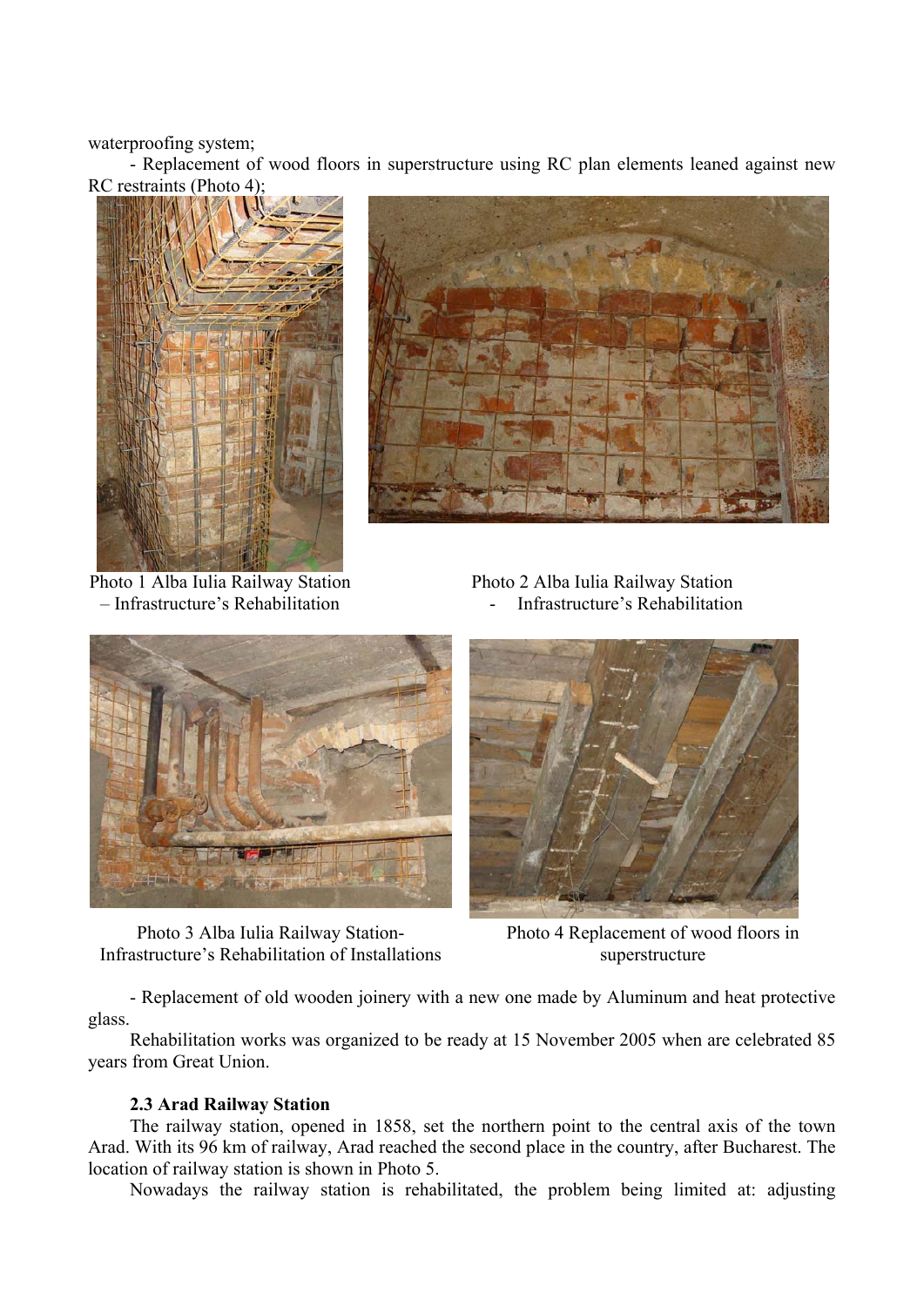waterproofing system;

- Replacement of wood floors in superstructure using RC plan elements leaned against new RC restraints (Photo 4);

Photo 1 Alba Iulia Railway Station – Infrastructure's Rehabilitation

Photo 2 Alba Iulia Railway Station - Infrastructure's Rehabilitation

Photo 3 Alba Iulia Railway Station- Infrastructure's Rehabilitation of Installations

Photo 4 Replacement of wood floors in superstructure

- Replacement of old wooden joinery with a new one made by Aluminum and heat protective glass.

Rehabilitation works was organized to be ready at 15 November 2005 when are celebrated 85 years from Great Union.

### 2.3 Arad Railway Station

The railway station, opened in 1858, set the northern point to the central axis of the town Arad. With its 96 km of railway, Arad reached the second place in the country, after Bucharest. The location of railway station is shown in Photo 5.

Nowadays the railway station is rehabilitated, the problem being limited at: adjusting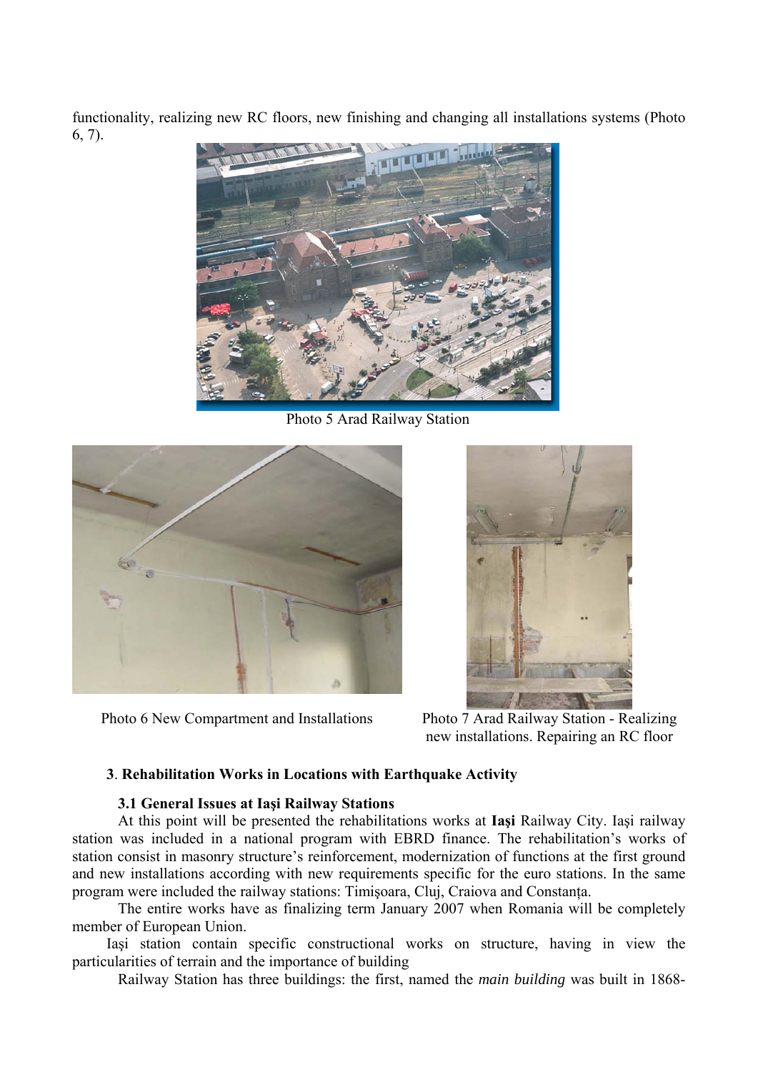functionality, realizing new RC floors, new finishing and changing all installations systems (Photo 6, 7).

Photo 5 Arad Railway Station

Photo 6 New Compartment and Installations

Photo 7 Arad Railway Station - Realizing new installations. Repairing an RC floor

## 3. Rehabilitation Works in Locations with Earthquake Activity

### 3.1 General Issues at Iaşi Railway Stations

At this point will be presented the rehabilitations works at **Iaşi** Railway City. Iaşi railway station was included in a national program with EBRD finance. The rehabilitation's works of station consist in masonry structure's reinforcement, modernization of functions at the first ground and new installations according with new requirements specific for the euro stations. In the same program were included the railway stations: Timişoara, Cluj, Craiova and Constanţa.

The entire works have as finalizing term January 2007 when Romania will be completely member of European Union.

Iaşi station contain specific constructional works on structure, having in view the particularities of terrain and the importance of building

Railway Station has three buildings: the first, named the *main building* was built in 1868-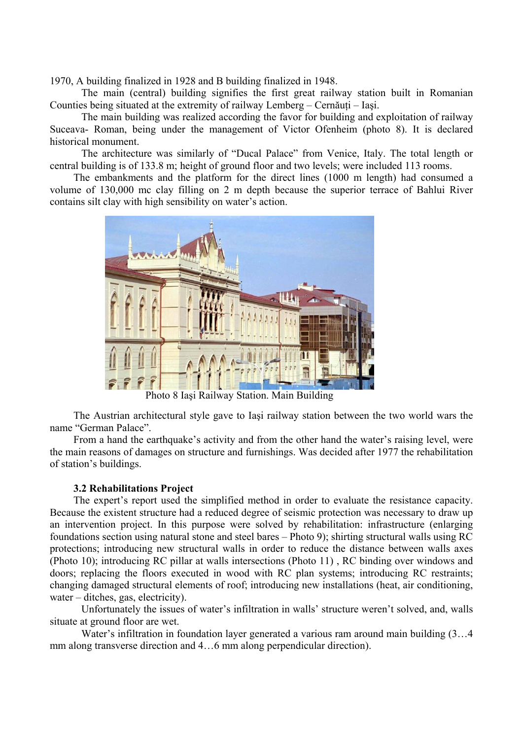1970, A building finalized in 1928 and B building finalized in 1948.

The main (central) building signifies the first great railway station built in Romanian Counties being situated at the extremity of railway Lemberg – Cernăuți – Iași.

The main building was realized according the favor for building and exploitation of railway Suceava- Roman, being under the management of Victor Ofenheim (photo 8). It is declared historical monument.

The architecture was similarly of "Ducal Palace" from Venice, Italy. The total length or central building is of 133.8 m; height of ground floor and two levels; were included 113 rooms.

The embankments and the platform for the direct lines (1000 m length) had consumed a volume of 130,000 mc clay filling on 2 m depth because the superior terrace of Bahlui River contains silt clay with high sensibility on water's action.

Photo 8 Iaşi Railway Station. Main Building

The Austrian architectural style gave to Iaşi railway station between the two world wars the name "German Palace".

From a hand the earthquake's activity and from the other hand the water's raising level, were the main reasons of damages on structure and furnishings. Was decided after 1977 the rehabilitation of station's buildings.

### 3.2 Rehabilitations Project

The expert's report used the simplified method in order to evaluate the resistance capacity. Because the existent structure had a reduced degree of seismic protection was necessary to draw up an intervention project. In this purpose were solved by rehabilitation: infrastructure (enlarging foundations section using natural stone and steel bares – Photo 9); shirting structural walls using RC protections; introducing new structural walls in order to reduce the distance between walls axes (Photo 10); introducing RC pillar at walls intersections (Photo 11) , RC binding over windows and doors; replacing the floors executed in wood with RC plan systems; introducing RC restraints; changing damaged structural elements of roof; introducing new installations (heat, air conditioning, water – ditches, gas, electricity).

Unfortunately the issues of water's infiltration in walls' structure weren't solved, and, walls situate at ground floor are wet.

Water's infiltration in foundation layer generated a various ram around main building (3…4 mm along transverse direction and 4…6 mm along perpendicular direction).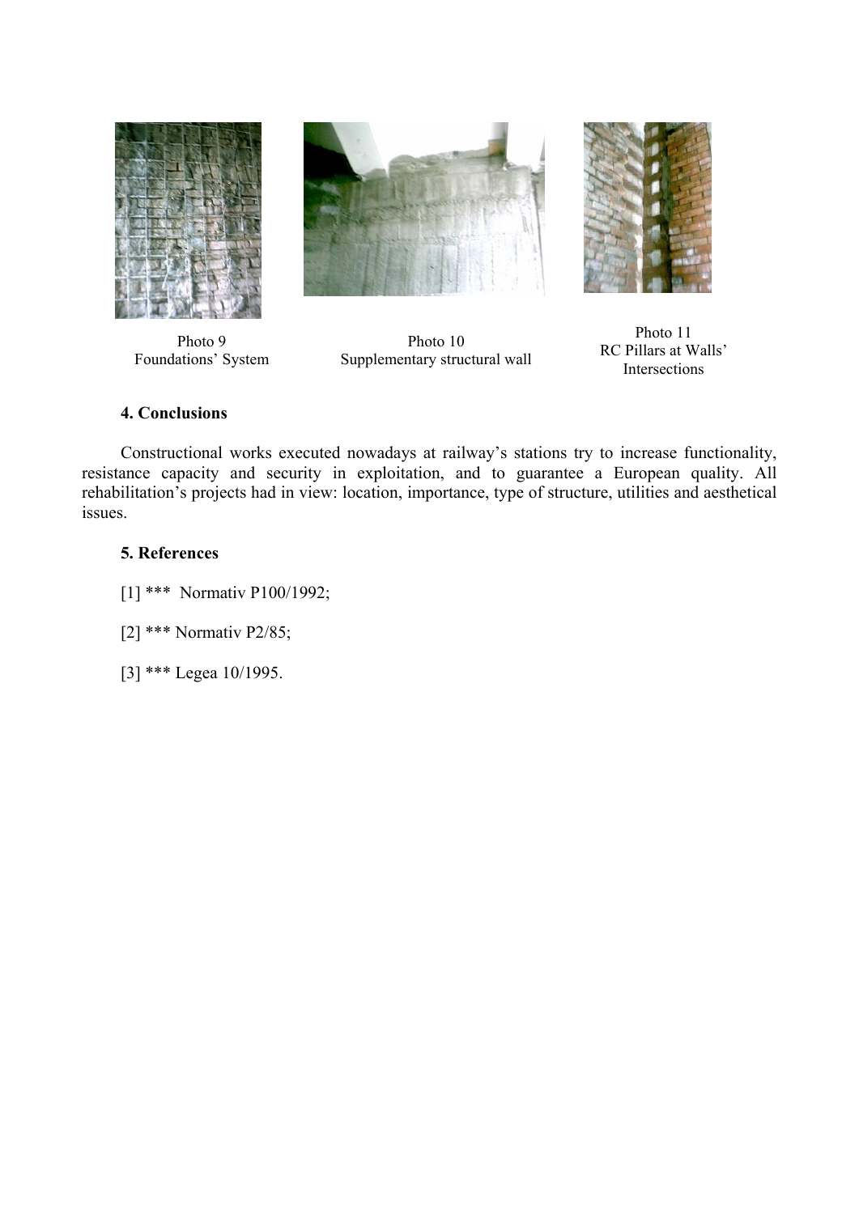Photo 9
Foundations' System

Photo 10
Supplementary structural wall

Photo 11
RC Pillars at Walls' Intersections

## 4. Conclusions

Constructional works executed nowadays at railway's stations try to increase functionality, resistance capacity and security in exploitation, and to guarantee a European quality. All rehabilitation's projects had in view: location, importance, type of structure, utilities and aesthetical issues.

## 5. References

[1] *** Normativ P100/1992;

[2] *** Normativ P2/85;

[3] *** Legea 10/1995.